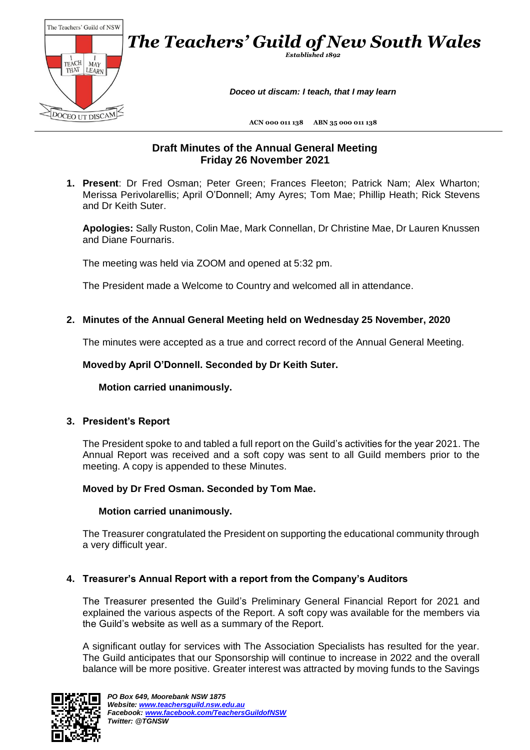# The Teachers' Guild of New South Wales

*Established 1892*

***Doceo ut discam: I teach, that I may learn***

ACN 000 011 138 ABN 35 000 011 138

## Draft Minutes of the Annual General Meeting
## Friday 26 November 2021

1. **Present**: Dr Fred Osman; Peter Green; Frances Fleeton; Patrick Nam; Alex Wharton; Merissa Perivolarellis; April O'Donnell; Amy Ayres; Tom Mae; Phillip Heath; Rick Stevens and Dr Keith Suter.

   **Apologies:** Sally Ruston, Colin Mae, Mark Connellan, Dr Christine Mae, Dr Lauren Knussen and Diane Fournaris.

   The meeting was held via ZOOM and opened at 5:32 pm.

   The President made a Welcome to Country and welcomed all in attendance.

2. **Minutes of the Annual General Meeting held on Wednesday 25 November, 2020**

   The minutes were accepted as a true and correct record of the Annual General Meeting.

   **Moved by April O'Donnell. Seconded by Dr Keith Suter.**

   **Motion carried unanimously.**

3. **President's Report**

   The President spoke to and tabled a full report on the Guild's activities for the year 2021. The Annual Report was received and a soft copy was sent to all Guild members prior to the meeting. A copy is appended to these Minutes.

   **Moved by Dr Fred Osman. Seconded by Tom Mae.**

   **Motion carried unanimously.**

   The Treasurer congratulated the President on supporting the educational community through a very difficult year.

4. **Treasurer's Annual Report with a report from the Company's Auditors**

   The Treasurer presented the Guild's Preliminary General Financial Report for 2021 and explained the various aspects of the Report. A soft copy was available for the members via the Guild's website as well as a summary of the Report.

   A significant outlay for services with The Association Specialists has resulted for the year. The Guild anticipates that our Sponsorship will continue to increase in 2022 and the overall balance will be more positive. Greater interest was attracted by moving funds to the Savings

*PO Box 649, Moorebank NSW 1875*
*Website: [www.teachersguild.nsw.edu.au](http://www.teachersguild.nsw.edu.au)*
*Facebook: [www.facebook.com/TeachersGuildofNSW](http://www.facebook.com/TeachersGuildofNSW)*
*Twitter: @TGNSW*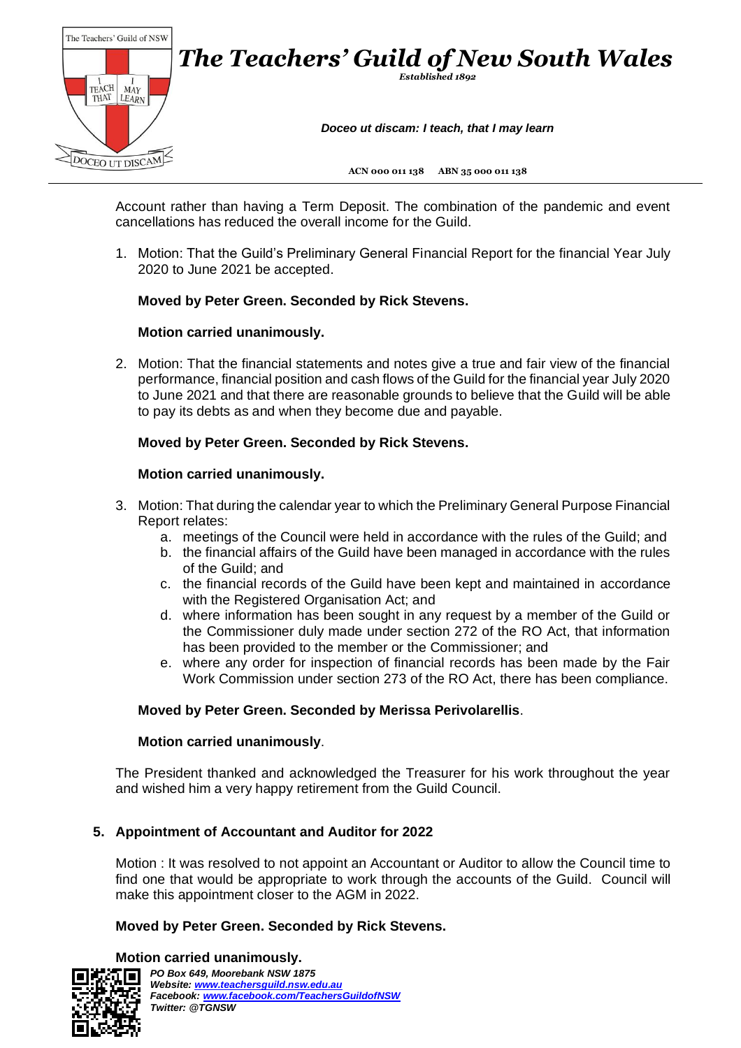Account rather than having a Term Deposit. The combination of the pandemic and event cancellations has reduced the overall income for the Guild.

1. Motion: That the Guild's Preliminary General Financial Report for the financial Year July 2020 to June 2021 be accepted.

   **Moved by Peter Green. Seconded by Rick Stevens.**

   **Motion carried unanimously.**

2. Motion: That the financial statements and notes give a true and fair view of the financial performance, financial position and cash flows of the Guild for the financial year July 2020 to June 2021 and that there are reasonable grounds to believe that the Guild will be able to pay its debts as and when they become due and payable.

   **Moved by Peter Green. Seconded by Rick Stevens.**

   **Motion carried unanimously.**

3. Motion: That during the calendar year to which the Preliminary General Purpose Financial Report relates:
   a. meetings of the Council were held in accordance with the rules of the Guild; and
   b. the financial affairs of the Guild have been managed in accordance with the rules of the Guild; and
   c. the financial records of the Guild have been kept and maintained in accordance with the Registered Organisation Act; and
   d. where information has been sought in any request by a member of the Guild or the Commissioner duly made under section 272 of the RO Act, that information has been provided to the member or the Commissioner; and
   e. where any order for inspection of financial records has been made by the Fair Work Commission under section 273 of the RO Act, there has been compliance.

   **Moved by Peter Green. Seconded by Merissa Perivolarellis**.

   **Motion carried unanimously**.

The President thanked and acknowledged the Treasurer for his work throughout the year and wished him a very happy retirement from the Guild Council.

## 5. Appointment of Accountant and Auditor for 2022

Motion : It was resolved to not appoint an Accountant or Auditor to allow the Council time to find one that would be appropriate to work through the accounts of the Guild. Council will make this appointment closer to the AGM in 2022.

**Moved by Peter Green. Seconded by Rick Stevens.**

**Motion carried unanimously.**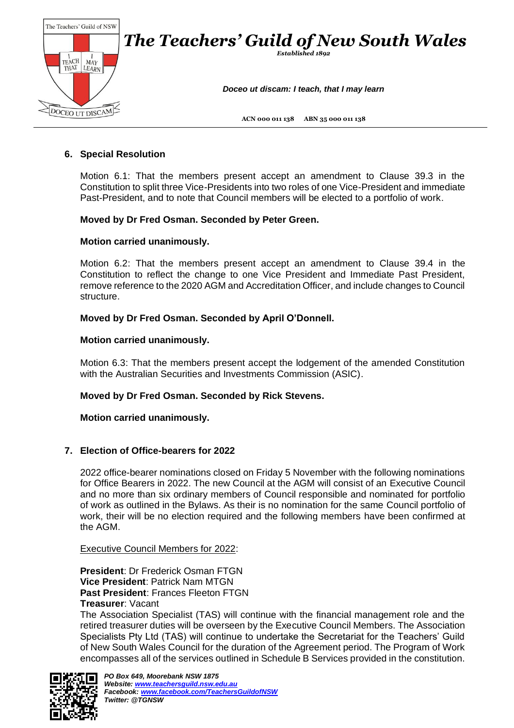## 6. Special Resolution

Motion 6.1: That the members present accept an amendment to Clause 39.3 in the Constitution to split three Vice-Presidents into two roles of one Vice-President and immediate Past-President, and to note that Council members will be elected to a portfolio of work.

**Moved by Dr Fred Osman. Seconded by Peter Green.**

**Motion carried unanimously.**

Motion 6.2: That the members present accept an amendment to Clause 39.4 in the Constitution to reflect the change to one Vice President and Immediate Past President, remove reference to the 2020 AGM and Accreditation Officer, and include changes to Council structure.

**Moved by Dr Fred Osman. Seconded by April O'Donnell.**

**Motion carried unanimously.**

Motion 6.3: That the members present accept the lodgement of the amended Constitution with the Australian Securities and Investments Commission (ASIC).

**Moved by Dr Fred Osman. Seconded by Rick Stevens.**

**Motion carried unanimously.**

## 7. Election of Office-bearers for 2022

2022 office-bearer nominations closed on Friday 5 November with the following nominations for Office Bearers in 2022. The new Council at the AGM will consist of an Executive Council and no more than six ordinary members of Council responsible and nominated for portfolio of work as outlined in the Bylaws. As their is no nomination for the same Council portfolio of work, their will be no election required and the following members have been confirmed at the AGM.

Executive Council Members for 2022:

**President**: Dr Frederick Osman FTGN
**Vice President**: Patrick Nam MTGN
**Past President**: Frances Fleeton FTGN
**Treasurer**: Vacant
The Association Specialist (TAS) will continue with the financial management role and the retired treasurer duties will be overseen by the Executive Council Members. The Association Specialists Pty Ltd (TAS) will continue to undertake the Secretariat for the Teachers' Guild of New South Wales Council for the duration of the Agreement period. The Program of Work encompasses all of the services outlined in Schedule B Services provided in the constitution.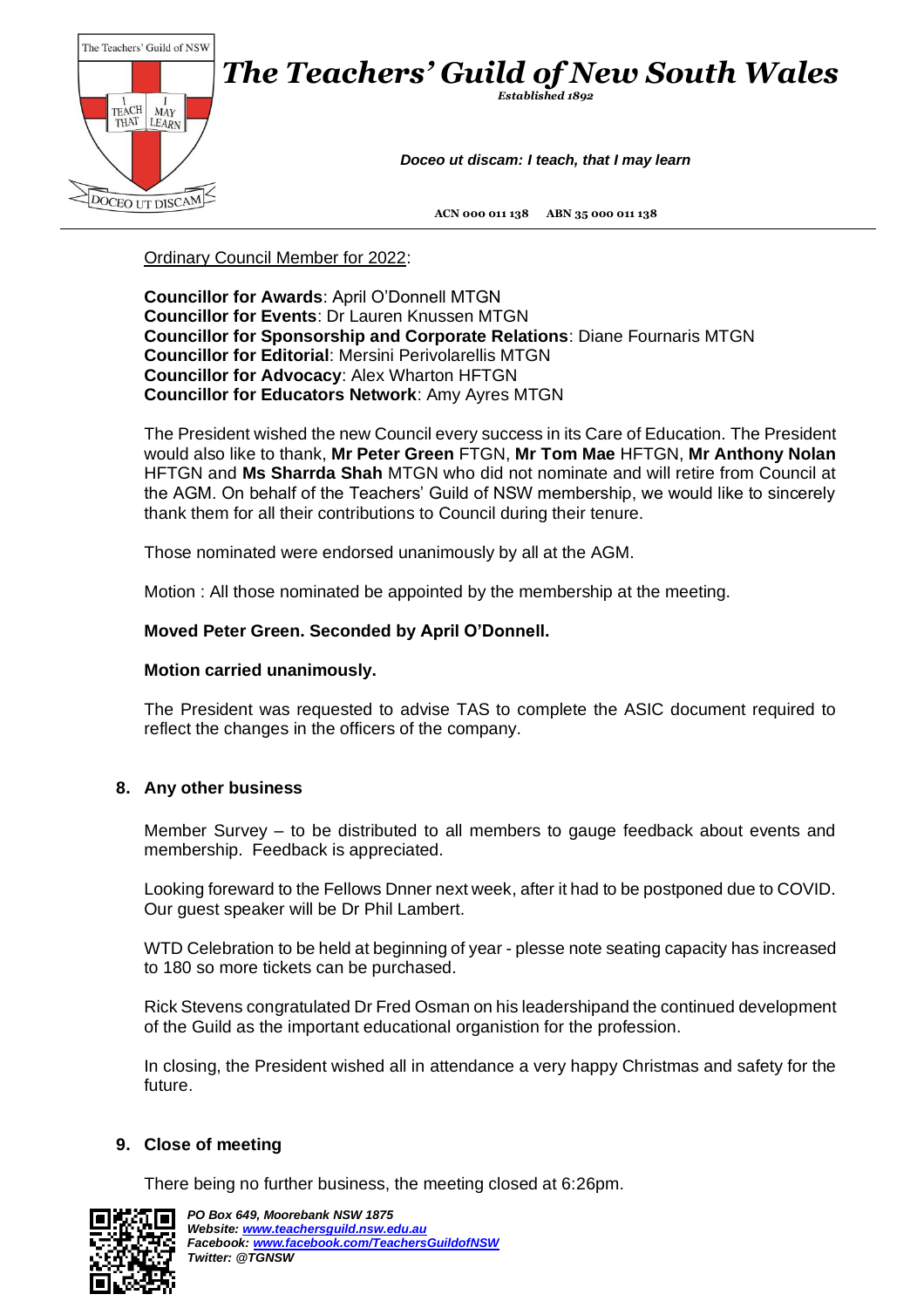Ordinary Council Member for 2022:

**Councillor for Awards**: April O'Donnell MTGN
**Councillor for Events**: Dr Lauren Knussen MTGN
**Councillor for Sponsorship and Corporate Relations**: Diane Fournaris MTGN
**Councillor for Editorial**: Mersini Perivolarellis MTGN
**Councillor for Advocacy**: Alex Wharton HFTGN
**Councillor for Educators Network**: Amy Ayres MTGN

The President wished the new Council every success in its Care of Education. The President would also like to thank, **Mr Peter Green** FTGN, **Mr Tom Mae** HFTGN, **Mr Anthony Nolan** HFTGN and **Ms Sharrda Shah** MTGN who did not nominate and will retire from Council at the AGM. On behalf of the Teachers' Guild of NSW membership, we would like to sincerely thank them for all their contributions to Council during their tenure.

Those nominated were endorsed unanimously by all at the AGM.

Motion : All those nominated be appointed by the membership at the meeting.

**Moved Peter Green. Seconded by April O'Donnell.**

**Motion carried unanimously.**

The President was requested to advise TAS to complete the ASIC document required to reflect the changes in the officers of the company.

## 8. Any other business

Member Survey – to be distributed to all members to gauge feedback about events and membership. Feedback is appreciated.

Looking foreward to the Fellows Dnner next week, after it had to be postponed due to COVID. Our guest speaker will be Dr Phil Lambert.

WTD Celebration to be held at beginning of year - plesse note seating capacity has increased to 180 so more tickets can be purchased.

Rick Stevens congratulated Dr Fred Osman on his leadershipand the continued development of the Guild as the important educational organistion for the profession.

In closing, the President wished all in attendance a very happy Christmas and safety for the future.

## 9. Close of meeting

There being no further business, the meeting closed at 6:26pm.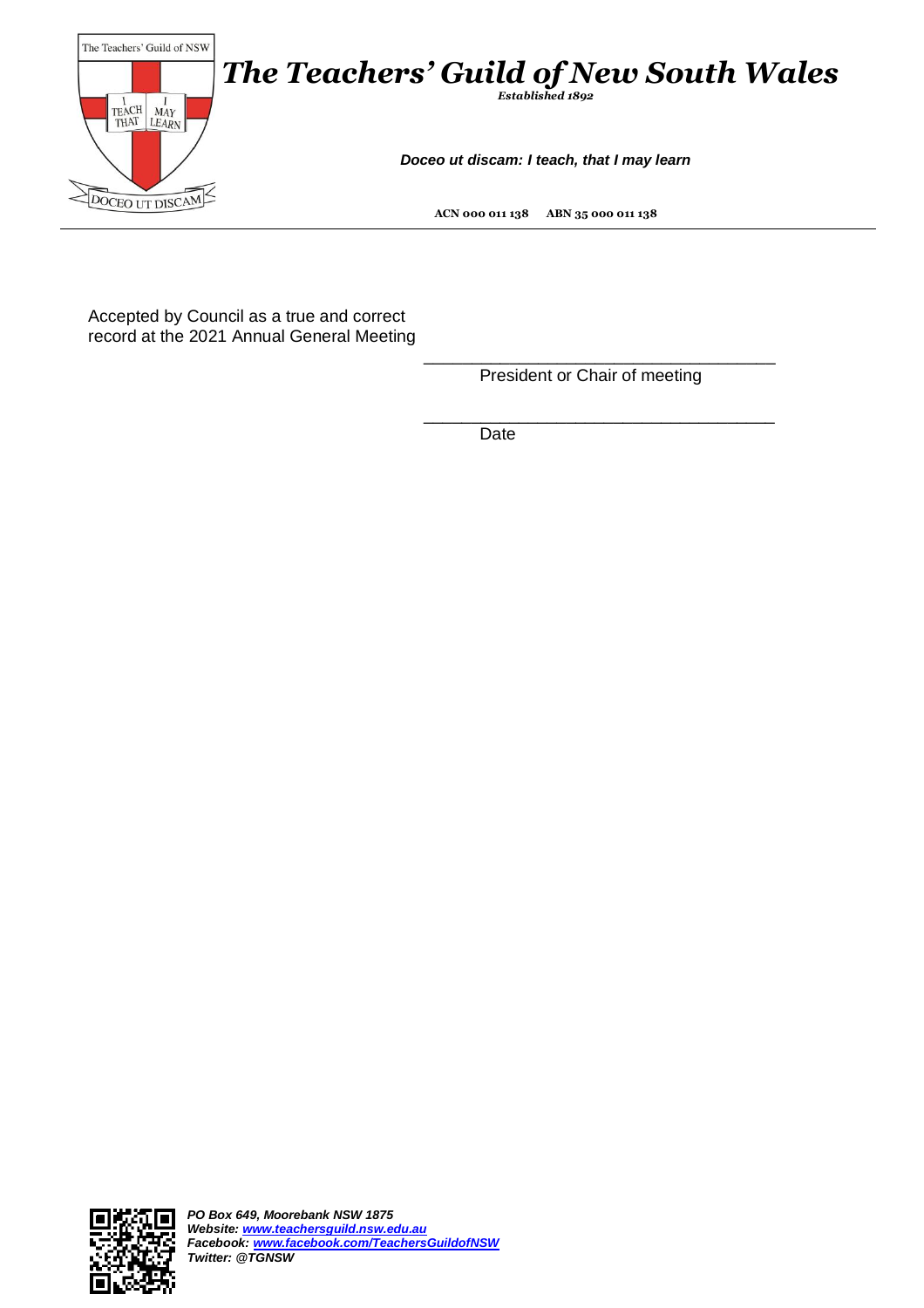# *The Teachers' Guild of New South Wales*

***Established 1892***

***Doceo ut discam: I teach, that I may learn***

**ACN 000 011 138 ABN 35 000 011 138**

Accepted by Council as a true and correct record at the 2021 Annual General Meeting

\_\_\_\_\_\_\_\_\_\_\_\_\_\_\_\_\_\_\_\_\_\_\_\_\_\_\_\_\_\_\_\_\_\_\_\_

President or Chair of meeting

\_\_\_\_\_\_\_\_\_\_\_\_\_\_\_\_\_\_\_\_\_\_\_\_\_\_\_\_\_\_\_\_\_\_\_\_

Date

***PO Box 649, Moorebank NSW 1875***
***Website: [www.teachersguild.nsw.edu.au](http://www.teachersguild.nsw.edu.au)***
***Facebook: [www.facebook.com/TeachersGuildofNSW](http://www.facebook.com/TeachersGuildofNSW)***
***Twitter: @TGNSW***